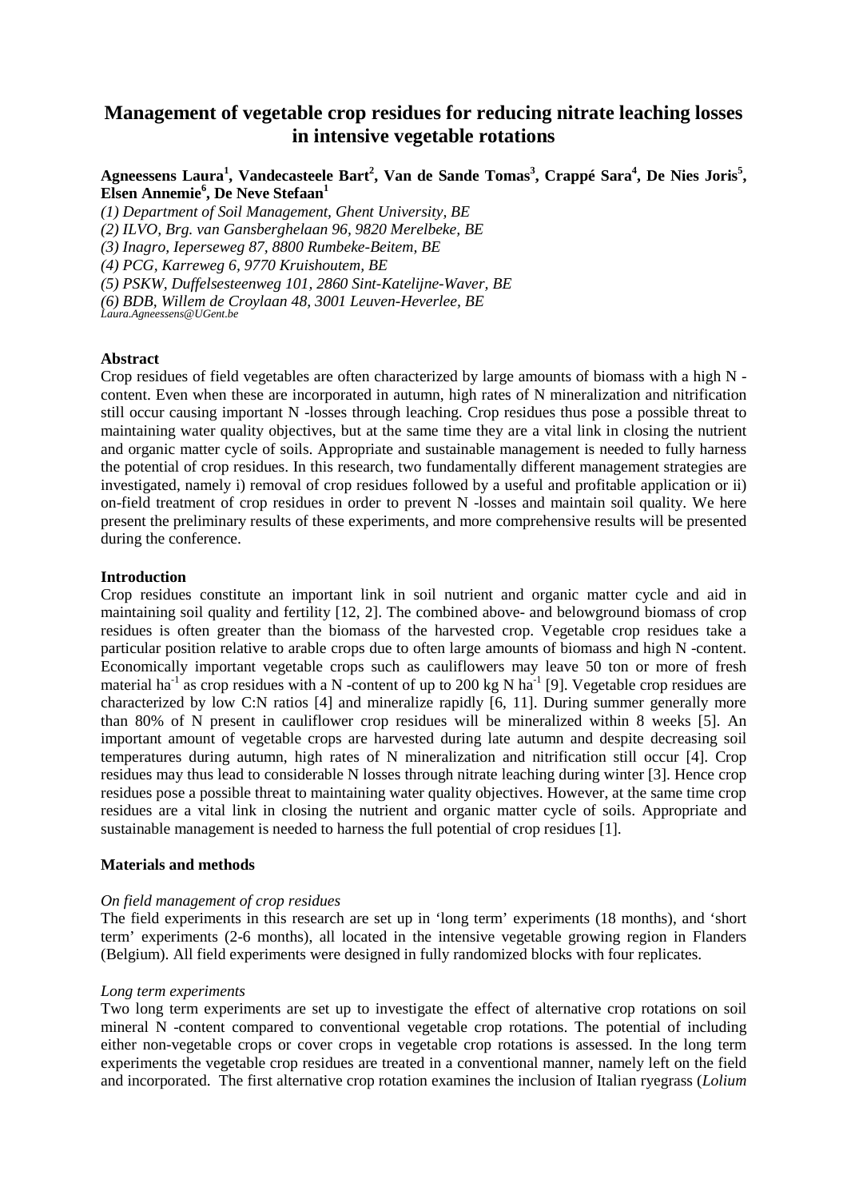# Management of vegetable crop residues for reducing nitrate leaching losses in intensive vegetable rotations

**Agneessens Laura[1], Vandecasteele Bart[2], Van de Sande Tomas[3], Crappé Sara[4], De Nies Joris[5], Elsen Annemie[6], De Neve Stefaan[1]**

*(1) Department of Soil Management, Ghent University, BE*
*(2) ILVO, Brg. van Gansberghelaan 96, 9820 Merelbeke, BE*
*(3) Inagro, Ieperseweg 87, 8800 Rumbeke-Beitem, BE*
*(4) PCG, Karreweg 6, 9770 Kruishoutem, BE*
*(5) PSKW, Duffelsesteenweg 101, 2860 Sint-Katelijne-Waver, BE*
*(6) BDB, Willem de Croylaan 48, 3001 Leuven-Heverlee, BE*
*Laura.Agneessens@UGent.be*

**Abstract**

Crop residues of field vegetables are often characterized by large amounts of biomass with a high N -content. Even when these are incorporated in autumn, high rates of N mineralization and nitrification still occur causing important N -losses through leaching. Crop residues thus pose a possible threat to maintaining water quality objectives, but at the same time they are a vital link in closing the nutrient and organic matter cycle of soils. Appropriate and sustainable management is needed to fully harness the potential of crop residues. In this research, two fundamentally different management strategies are investigated, namely i) removal of crop residues followed by a useful and profitable application or ii) on-field treatment of crop residues in order to prevent N -losses and maintain soil quality. We here present the preliminary results of these experiments, and more comprehensive results will be presented during the conference.

**Introduction**

Crop residues constitute an important link in soil nutrient and organic matter cycle and aid in maintaining soil quality and fertility [12, 2]. The combined above- and belowground biomass of crop residues is often greater than the biomass of the harvested crop. Vegetable crop residues take a particular position relative to arable crops due to often large amounts of biomass and high N -content. Economically important vegetable crops such as cauliflowers may leave 50 ton or more of fresh material $ha^{-1}$ as crop residues with a N -content of up to 200 kg N $ha^{-1}$ [9]. Vegetable crop residues are characterized by low C:N ratios [4] and mineralize rapidly [6, 11]. During summer generally more than 80% of N present in cauliflower crop residues will be mineralized within 8 weeks [5]. An important amount of vegetable crops are harvested during late autumn and despite decreasing soil temperatures during autumn, high rates of N mineralization and nitrification still occur [4]. Crop residues may thus lead to considerable N losses through nitrate leaching during winter [3]. Hence crop residues pose a possible threat to maintaining water quality objectives. However, at the same time crop residues are a vital link in closing the nutrient and organic matter cycle of soils. Appropriate and sustainable management is needed to harness the full potential of crop residues [1].

**Materials and methods**

*On field management of crop residues*

The field experiments in this research are set up in 'long term' experiments (18 months), and 'short term' experiments (2-6 months), all located in the intensive vegetable growing region in Flanders (Belgium). All field experiments were designed in fully randomized blocks with four replicates.

*Long term experiments*

Two long term experiments are set up to investigate the effect of alternative crop rotations on soil mineral N -content compared to conventional vegetable crop rotations. The potential of including either non-vegetable crops or cover crops in vegetable crop rotations is assessed. In the long term experiments the vegetable crop residues are treated in a conventional manner, namely left on the field and incorporated. The first alternative crop rotation examines the inclusion of Italian ryegrass (*Lolium*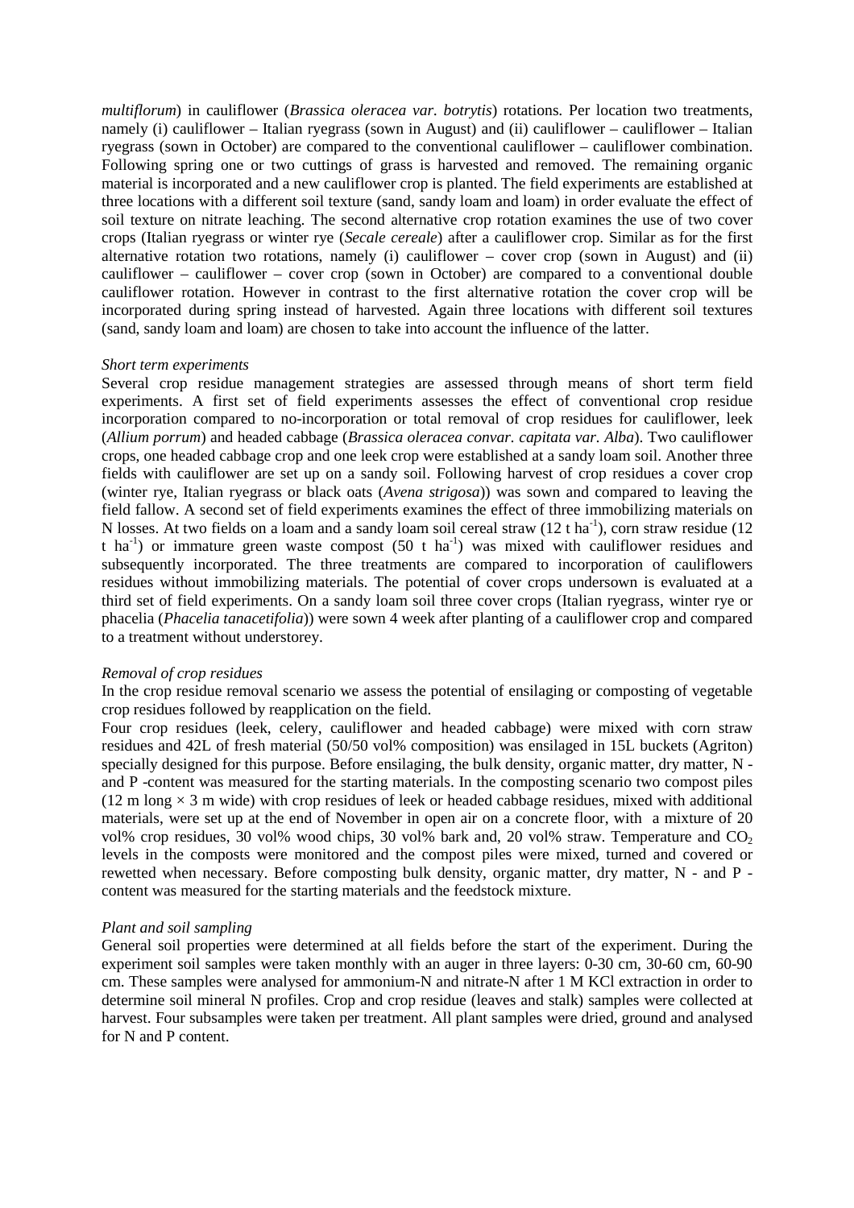*multiflorum*) in cauliflower (*Brassica oleracea var. botrytis*) rotations. Per location two treatments, namely (i) cauliflower – Italian ryegrass (sown in August) and (ii) cauliflower – cauliflower – Italian ryegrass (sown in October) are compared to the conventional cauliflower – cauliflower combination. Following spring one or two cuttings of grass is harvested and removed. The remaining organic material is incorporated and a new cauliflower crop is planted. The field experiments are established at three locations with a different soil texture (sand, sandy loam and loam) in order evaluate the effect of soil texture on nitrate leaching. The second alternative crop rotation examines the use of two cover crops (Italian ryegrass or winter rye (*Secale cereale*) after a cauliflower crop. Similar as for the first alternative rotation two rotations, namely (i) cauliflower – cover crop (sown in August) and (ii) cauliflower – cauliflower – cover crop (sown in October) are compared to a conventional double cauliflower rotation. However in contrast to the first alternative rotation the cover crop will be incorporated during spring instead of harvested. Again three locations with different soil textures (sand, sandy loam and loam) are chosen to take into account the influence of the latter.

*Short term experiments*

Several crop residue management strategies are assessed through means of short term field experiments. A first set of field experiments assesses the effect of conventional crop residue incorporation compared to no-incorporation or total removal of crop residues for cauliflower, leek (*Allium porrum*) and headed cabbage (*Brassica oleracea convar. capitata var. Alba*). Two cauliflower crops, one headed cabbage crop and one leek crop were established at a sandy loam soil. Another three fields with cauliflower are set up on a sandy soil. Following harvest of crop residues a cover crop (winter rye, Italian ryegrass or black oats (*Avena strigosa*)) was sown and compared to leaving the field fallow. A second set of field experiments examines the effect of three immobilizing materials on N losses. At two fields on a loam and a sandy loam soil cereal straw (12 t ha$^{-1}$), corn straw residue (12 t ha$^{-1}$) or immature green waste compost (50 t ha$^{-1}$) was mixed with cauliflower residues and subsequently incorporated. The three treatments are compared to incorporation of cauliflowers residues without immobilizing materials. The potential of cover crops undersown is evaluated at a third set of field experiments. On a sandy loam soil three cover crops (Italian ryegrass, winter rye or phacelia (*Phacelia tanacetifolia*)) were sown 4 week after planting of a cauliflower crop and compared to a treatment without understorey.

*Removal of crop residues*

In the crop residue removal scenario we assess the potential of ensilaging or composting of vegetable crop residues followed by reapplication on the field.

Four crop residues (leek, celery, cauliflower and headed cabbage) were mixed with corn straw residues and 42L of fresh material (50/50 vol% composition) was ensilaged in 15L buckets (Agriton) specially designed for this purpose. Before ensilaging, the bulk density, organic matter, dry matter, N - and P -content was measured for the starting materials. In the composting scenario two compost piles (12 m long × 3 m wide) with crop residues of leek or headed cabbage residues, mixed with additional materials, were set up at the end of November in open air on a concrete floor, with a mixture of 20 vol% crop residues, 30 vol% wood chips, 30 vol% bark and, 20 vol% straw. Temperature and $CO_2$ levels in the composts were monitored and the compost piles were mixed, turned and covered or rewetted when necessary. Before composting bulk density, organic matter, dry matter, N - and P - content was measured for the starting materials and the feedstock mixture.

*Plant and soil sampling*

General soil properties were determined at all fields before the start of the experiment. During the experiment soil samples were taken monthly with an auger in three layers: 0-30 cm, 30-60 cm, 60-90 cm. These samples were analysed for ammonium-N and nitrate-N after 1 M KCl extraction in order to determine soil mineral N profiles. Crop and crop residue (leaves and stalk) samples were collected at harvest. Four subsamples were taken per treatment. All plant samples were dried, ground and analysed for N and P content.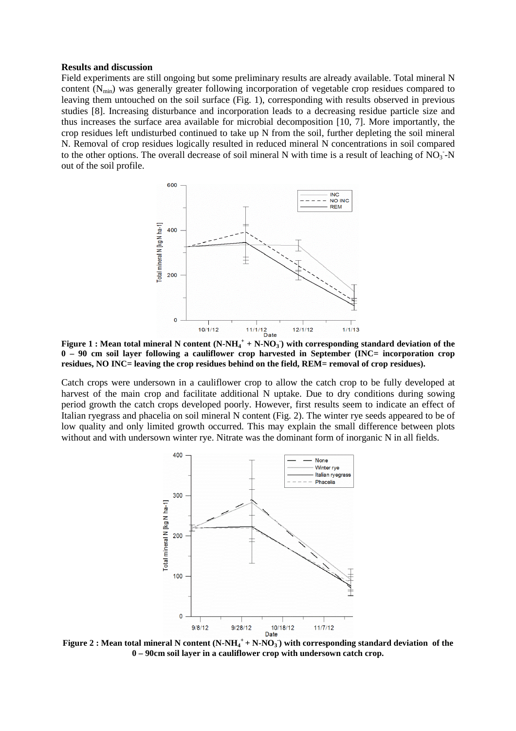**Results and discussion**

Field experiments are still ongoing but some preliminary results are already available. Total mineral N content ($N_{min}$) was generally greater following incorporation of vegetable crop residues compared to leaving them untouched on the soil surface (Fig. 1), corresponding with results observed in previous studies [8]. Increasing disturbance and incorporation leads to a decreasing residue particle size and thus increases the surface area available for microbial decomposition [10, 7]. More importantly, the crop residues left undisturbed continued to take up N from the soil, further depleting the soil mineral N. Removal of crop residues logically resulted in reduced mineral N concentrations in soil compared to the other options. The overall decrease of soil mineral N with time is a result of leaching of $NO_3^-$-N out of the soil profile.

600
400
200
0
Total mineral N [kg N ha-1]
10/1/12
11/1/12
12/1/12
1/1/13
Date
INC
NO INC
REM

**Figure 1 : Mean total mineral N content (N-$NH_4^+$ + N-$NO_3^-$) with corresponding standard deviation of the 0 – 90 cm soil layer following a cauliflower crop harvested in September (INC= incorporation crop residues, NO INC= leaving the crop residues behind on the field, REM= removal of crop residues).**

Catch crops were undersown in a cauliflower crop to allow the catch crop to be fully developed at harvest of the main crop and facilitate additional N uptake. Due to dry conditions during sowing period growth the catch crops developed poorly. However, first results seem to indicate an effect of Italian ryegrass and phacelia on soil mineral N content (Fig. 2). The winter rye seeds appeared to be of low quality and only limited growth occurred. This may explain the small difference between plots without and with undersown winter rye. Nitrate was the dominant form of inorganic N in all fields.

400
300
200
100
0
Total mineral N [kg N ha-1]
9/8/12
9/28/12
10/18/12
11/7/12
Date
None
Winter rye
Italian ryegrass
Phacelia

**Figure 2 : Mean total mineral N content (N-$NH_4^+$ + N-$NO_3^-$) with corresponding standard deviation of the 0 – 90cm soil layer in a cauliflower crop with undersown catch crop.**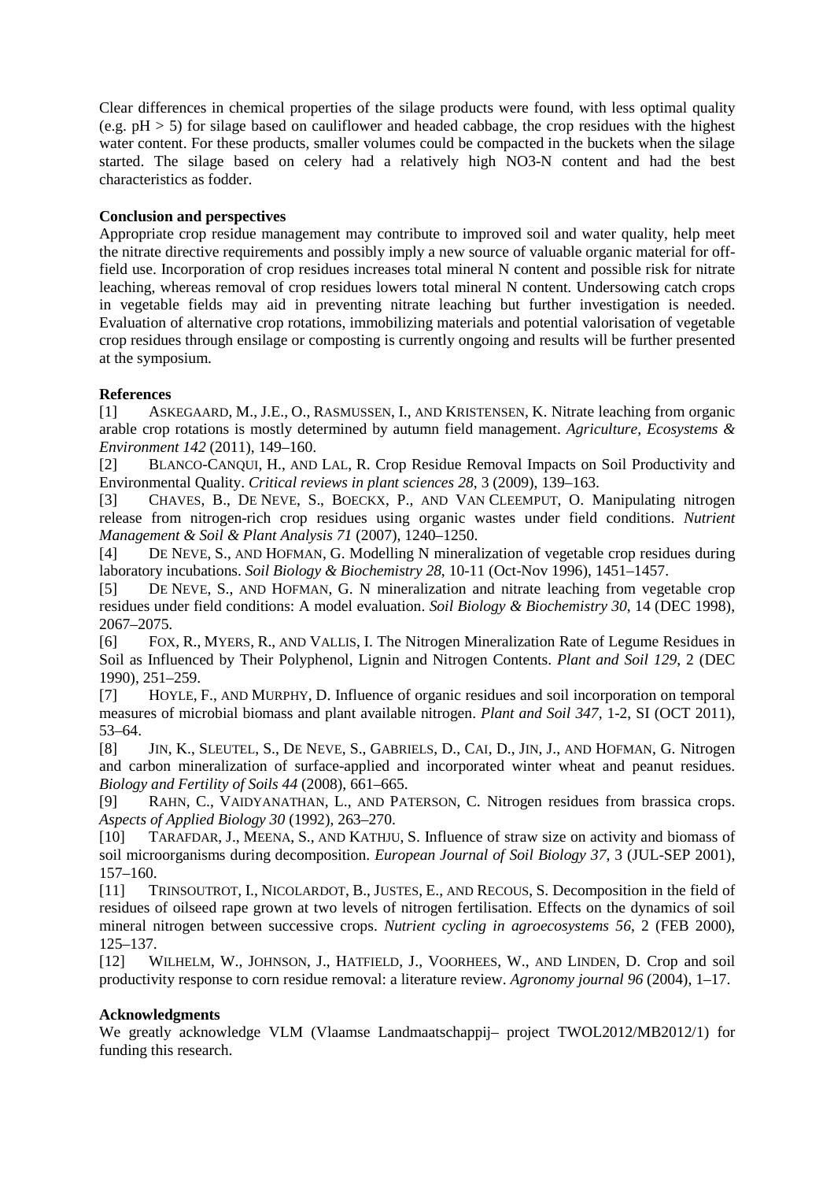Clear differences in chemical properties of the silage products were found, with less optimal quality (e.g. pH > 5) for silage based on cauliflower and headed cabbage, the crop residues with the highest water content. For these products, smaller volumes could be compacted in the buckets when the silage started. The silage based on celery had a relatively high NO3-N content and had the best characteristics as fodder.

**Conclusion and perspectives**

Appropriate crop residue management may contribute to improved soil and water quality, help meet the nitrate directive requirements and possibly imply a new source of valuable organic material for off-field use. Incorporation of crop residues increases total mineral N content and possible risk for nitrate leaching, whereas removal of crop residues lowers total mineral N content. Undersowing catch crops in vegetable fields may aid in preventing nitrate leaching but further investigation is needed. Evaluation of alternative crop rotations, immobilizing materials and potential valorisation of vegetable crop residues through ensilage or composting is currently ongoing and results will be further presented at the symposium.

**References**

[1] ASKEGAARD, M., J.E., O., RASMUSSEN, I., AND KRISTENSEN, K. Nitrate leaching from organic arable crop rotations is mostly determined by autumn field management. *Agriculture, Ecosystems & Environment 142* (2011), 149–160.

[2] BLANCO-CANQUI, H., AND LAL, R. Crop Residue Removal Impacts on Soil Productivity and Environmental Quality. *Critical reviews in plant sciences 28*, 3 (2009), 139–163.

[3] CHAVES, B., DE NEVE, S., BOECKX, P., AND VAN CLEEMPUT, O. Manipulating nitrogen release from nitrogen-rich crop residues using organic wastes under field conditions. *Nutrient Management & Soil & Plant Analysis 71* (2007), 1240–1250.

[4] DE NEVE, S., AND HOFMAN, G. Modelling N mineralization of vegetable crop residues during laboratory incubations. *Soil Biology & Biochemistry 28*, 10-11 (Oct-Nov 1996), 1451–1457.

[5] DE NEVE, S., AND HOFMAN, G. N mineralization and nitrate leaching from vegetable crop residues under field conditions: A model evaluation. *Soil Biology & Biochemistry 30*, 14 (DEC 1998), 2067–2075.

[6] FOX, R., MYERS, R., AND VALLIS, I. The Nitrogen Mineralization Rate of Legume Residues in Soil as Influenced by Their Polyphenol, Lignin and Nitrogen Contents. *Plant and Soil 129*, 2 (DEC 1990), 251–259.

[7] HOYLE, F., AND MURPHY, D. Influence of organic residues and soil incorporation on temporal measures of microbial biomass and plant available nitrogen. *Plant and Soil 347*, 1-2, SI (OCT 2011), 53–64.

[8] JIN, K., SLEUTEL, S., DE NEVE, S., GABRIELS, D., CAI, D., JIN, J., AND HOFMAN, G. Nitrogen and carbon mineralization of surface-applied and incorporated winter wheat and peanut residues. *Biology and Fertility of Soils 44* (2008), 661–665.

[9] RAHN, C., VAIDYANATHAN, L., AND PATERSON, C. Nitrogen residues from brassica crops. *Aspects of Applied Biology 30* (1992), 263–270.

[10] TARAFDAR, J., MEENA, S., AND KATHJU, S. Influence of straw size on activity and biomass of soil microorganisms during decomposition. *European Journal of Soil Biology 37*, 3 (JUL-SEP 2001), 157–160.

[11] TRINSOUTROT, I., NICOLARDOT, B., JUSTES, E., AND RECOUS, S. Decomposition in the field of residues of oilseed rape grown at two levels of nitrogen fertilisation. Effects on the dynamics of soil mineral nitrogen between successive crops. *Nutrient cycling in agroecosystems 56*, 2 (FEB 2000), 125–137.

[12] WILHELM, W., JOHNSON, J., HATFIELD, J., VOORHEES, W., AND LINDEN, D. Crop and soil productivity response to corn residue removal: a literature review. *Agronomy journal 96* (2004), 1–17.

**Acknowledgments**

We greatly acknowledge VLM (Vlaamse Landmaatschappij– project TWOL2012/MB2012/1) for funding this research.